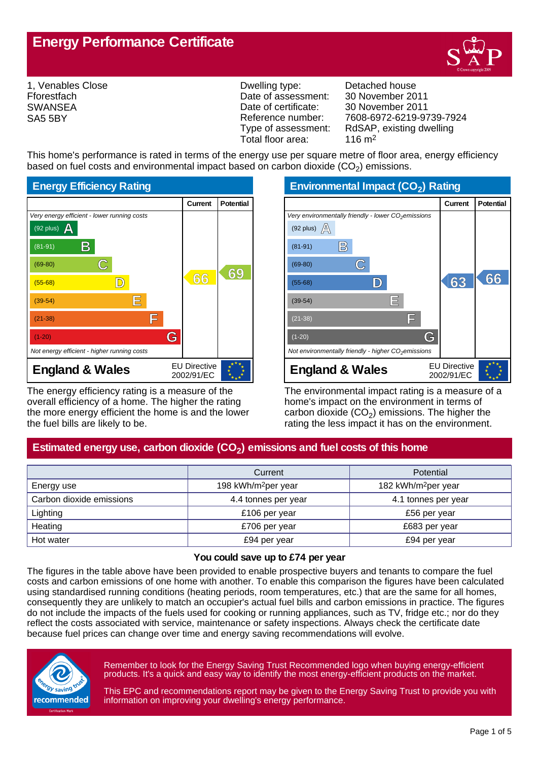# Energy Performance Certificate

1, Venables Close
Fforestfach
SWANSEA
SA5 5BY

| | |
|---|---|
| Dwelling type: | Detached house |
| Date of assessment: | 30 November 2011 |
| Date of certificate: | 30 November 2011 |
| Reference number: | 7608-6972-6219-9739-7924 |
| Type of assessment: | RdSAP, existing dwelling |
| Total floor area: | 116 m$^2$ |

This home's performance is rated in terms of the energy use per square metre of floor area, energy efficiency based on fuel costs and environmental impact based on carbon dioxide ($CO_2$) emissions.

## Energy Efficiency Rating

| | Current | Potential |
|---|---|---|
| *Very energy efficient - lower running costs* | | |
| (92 plus) A | | |
| (81-91) B | | |
| (69-80) C | | 69 |
| (55-68) D | 66 | |
| (39-54) E | | |
| (21-38) F | | |
| (1-20) G | | |
| *Not energy efficient - higher running costs* | | |

**England & Wales** — EU Directive 2002/91/EC

The energy efficiency rating is a measure of the overall efficiency of a home. The higher the rating the more energy efficient the home is and the lower the fuel bills are likely to be.

## Environmental Impact ($CO_2$) Rating

| | Current | Potential |
|---|---|---|
| *Very environmentally friendly - lower $CO_2$ emissions* | | |
| (92 plus) A | | |
| (81-91) B | | |
| (69-80) C | | |
| (55-68) D | 63 | 66 |
| (39-54) E | | |
| (21-38) F | | |
| (1-20) G | | |
| *Not environmentally friendly - higher $CO_2$ emissions* | | |

**England & Wales** — EU Directive 2002/91/EC

The environmental impact rating is a measure of a home's impact on the environment in terms of carbon dioxide ($CO_2$) emissions. The higher the rating the less impact it has on the environment.

## Estimated energy use, carbon dioxide ($CO_2$) emissions and fuel costs of this home

| | Current | Potential |
|---|---|---|
| Energy use | 198 kWh/m$^2$per year | 182 kWh/m$^2$per year |
| Carbon dioxide emissions | 4.4 tonnes per year | 4.1 tonnes per year |
| Lighting | £106 per year | £56 per year |
| Heating | £706 per year | £683 per year |
| Hot water | £94 per year | £94 per year |

**You could save up to £74 per year**

The figures in the table above have been provided to enable prospective buyers and tenants to compare the fuel costs and carbon emissions of one home with another. To enable this comparison the figures have been calculated using standardised running conditions (heating periods, room temperatures, etc.) that are the same for all homes, consequently they are unlikely to match an occupier's actual fuel bills and carbon emissions in practice. The figures do not include the impacts of the fuels used for cooking or running appliances, such as TV, fridge etc.; nor do they reflect the costs associated with service, maintenance or safety inspections. Always check the certificate date because fuel prices can change over time and energy saving recommendations will evolve.

Remember to look for the Energy Saving Trust Recommended logo when buying energy-efficient products. It's a quick and easy way to identify the most energy-efficient products on the market.

This EPC and recommendations report may be given to the Energy Saving Trust to provide you with information on improving your dwelling's energy performance.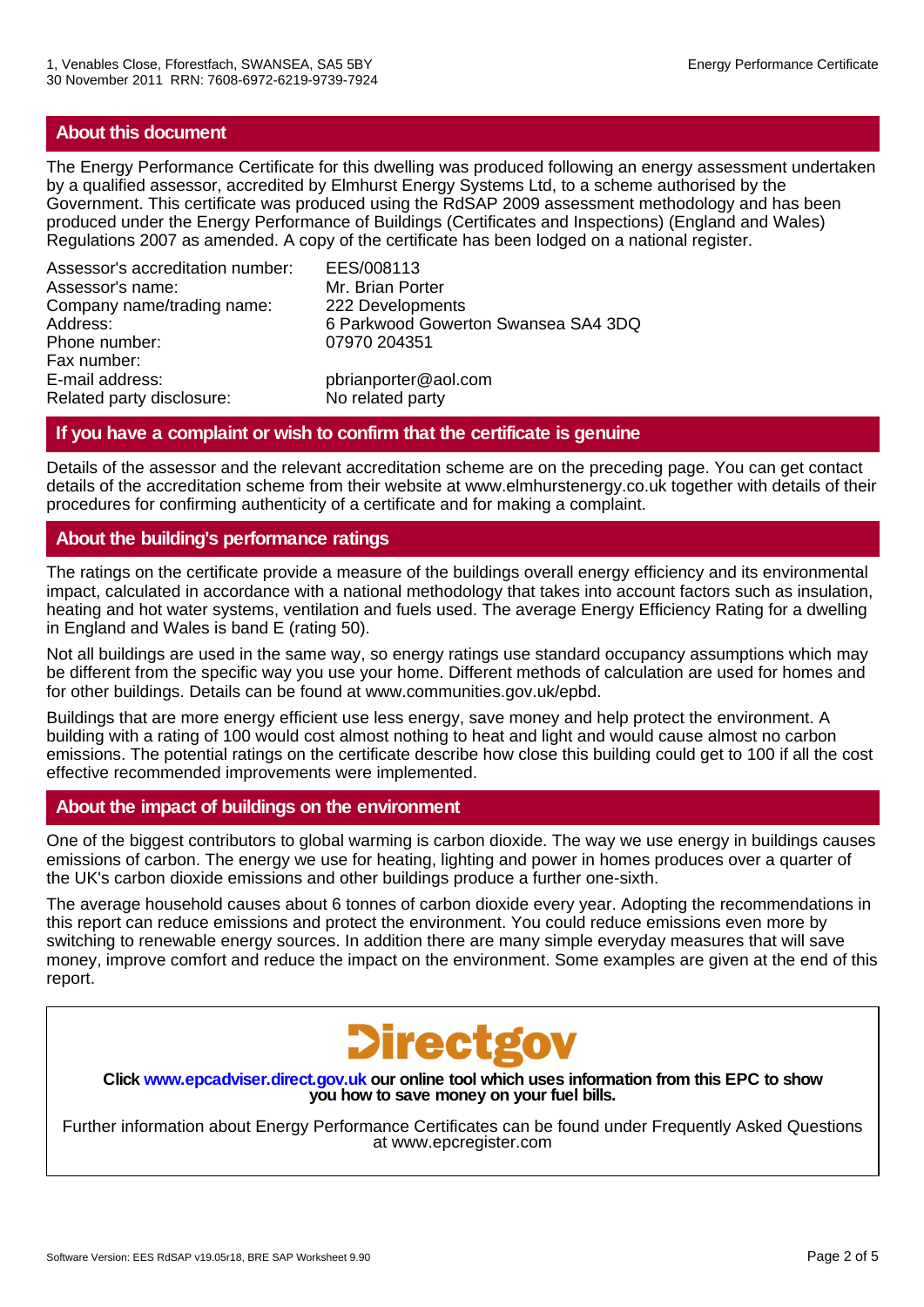## About this document

The Energy Performance Certificate for this dwelling was produced following an energy assessment undertaken by a qualified assessor, accredited by Elmhurst Energy Systems Ltd, to a scheme authorised by the Government. This certificate was produced using the RdSAP 2009 assessment methodology and has been produced under the Energy Performance of Buildings (Certificates and Inspections) (England and Wales) Regulations 2007 as amended. A copy of the certificate has been lodged on a national register.

| | |
|---|---|
| Assessor's accreditation number: | EES/008113 |
| Assessor's name: | Mr. Brian Porter |
| Company name/trading name: | 222 Developments |
| Address: | 6 Parkwood Gowerton Swansea SA4 3DQ |
| Phone number: | 07970 204351 |
| Fax number: | |
| E-mail address: | pbrianporter@aol.com |
| Related party disclosure: | No related party |

## If you have a complaint or wish to confirm that the certificate is genuine

Details of the assessor and the relevant accreditation scheme are on the preceding page. You can get contact details of the accreditation scheme from their website at www.elmhurstenergy.co.uk together with details of their procedures for confirming authenticity of a certificate and for making a complaint.

## About the building's performance ratings

The ratings on the certificate provide a measure of the buildings overall energy efficiency and its environmental impact, calculated in accordance with a national methodology that takes into account factors such as insulation, heating and hot water systems, ventilation and fuels used. The average Energy Efficiency Rating for a dwelling in England and Wales is band E (rating 50).

Not all buildings are used in the same way, so energy ratings use standard occupancy assumptions which may be different from the specific way you use your home. Different methods of calculation are used for homes and for other buildings. Details can be found at www.communities.gov.uk/epbd.

Buildings that are more energy efficient use less energy, save money and help protect the environment. A building with a rating of 100 would cost almost nothing to heat and light and would cause almost no carbon emissions. The potential ratings on the certificate describe how close this building could get to 100 if all the cost effective recommended improvements were implemented.

## About the impact of buildings on the environment

One of the biggest contributors to global warming is carbon dioxide. The way we use energy in buildings causes emissions of carbon. The energy we use for heating, lighting and power in homes produces over a quarter of the UK's carbon dioxide emissions and other buildings produce a further one-sixth.

The average household causes about 6 tonnes of carbon dioxide every year. Adopting the recommendations in this report can reduce emissions and protect the environment. You could reduce emissions even more by switching to renewable energy sources. In addition there are many simple everyday measures that will save money, improve comfort and reduce the impact on the environment. Some examples are given at the end of this report.

Directgov

**Click www.epcadviser.direct.gov.uk our online tool which uses information from this EPC to show you how to save money on your fuel bills.**

Further information about Energy Performance Certificates can be found under Frequently Asked Questions at www.epcregister.com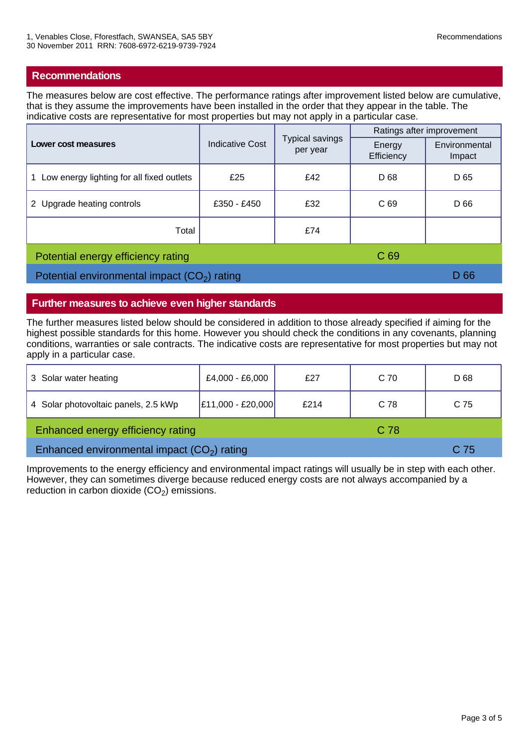## Recommendations

The measures below are cost effective. The performance ratings after improvement listed below are cumulative, that is they assume the improvements have been installed in the order that they appear in the table. The indicative costs are representative for most properties but may not apply in a particular case.

| Lower cost measures | Indicative Cost | Typical savings per year | Ratings after improvement | |
|---|---|---|---|---|
| | | | Energy Efficiency | Environmental Impact |
| 1 Low energy lighting for all fixed outlets | £25 | £42 | D 68 | D 65 |
| 2 Upgrade heating controls | £350 - £450 | £32 | C 69 | D 66 |
| Total | | £74 | | |

Potential energy efficiency rating: C 69

Potential environmental impact ($CO_2$) rating: D 66

## Further measures to achieve even higher standards

The further measures listed below should be considered in addition to those already specified if aiming for the highest possible standards for this home. However you should check the conditions in any covenants, planning conditions, warranties or sale contracts. The indicative costs are representative for most properties but may not apply in a particular case.

| Measure | Indicative Cost | Typical savings per year | Energy Efficiency | Environmental Impact |
|---|---|---|---|---|
| 3 Solar water heating | £4,000 - £6,000 | £27 | C 70 | D 68 |
| 4 Solar photovoltaic panels, 2.5 kWp | £11,000 - £20,000 | £214 | C 78 | C 75 |

Enhanced energy efficiency rating: C 78

Enhanced environmental impact ($CO_2$) rating: C 75

Improvements to the energy efficiency and environmental impact ratings will usually be in step with each other. However, they can sometimes diverge because reduced energy costs are not always accompanied by a reduction in carbon dioxide ($CO_2$) emissions.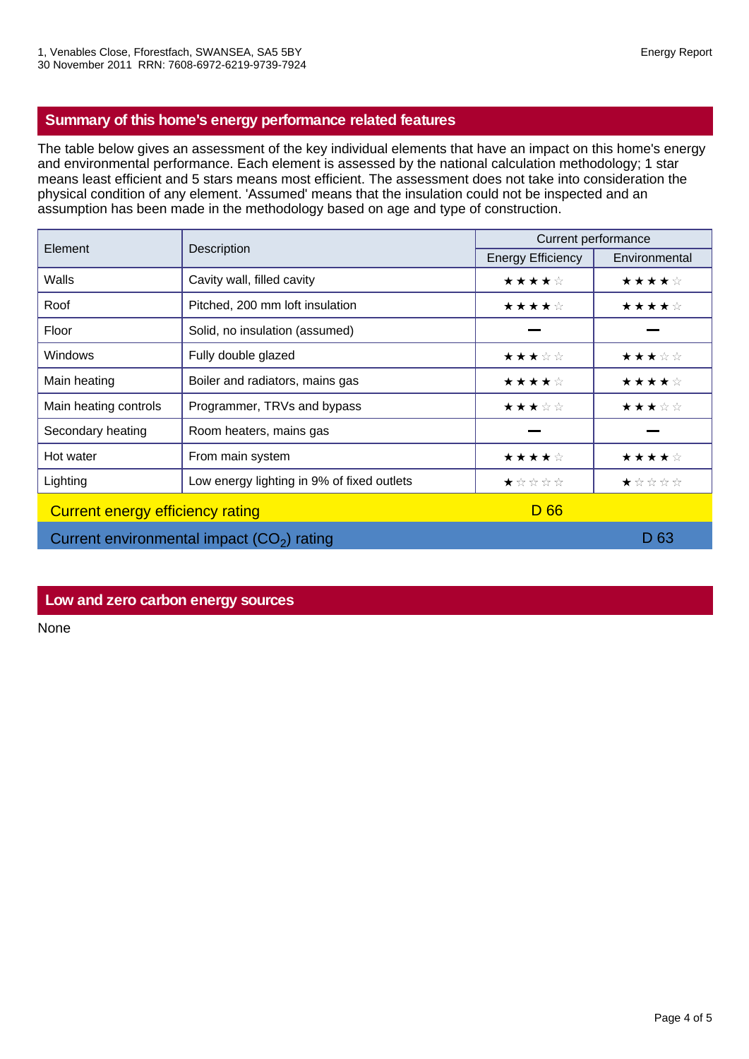1, Venables Close, Fforestfach, SWANSEA, SA5 5BY
30 November 2011 RRN: 7608-6972-6219-9739-7924

Energy Report

## Summary of this home's energy performance related features

The table below gives an assessment of the key individual elements that have an impact on this home's energy and environmental performance. Each element is assessed by the national calculation methodology; 1 star means least efficient and 5 stars means most efficient. The assessment does not take into consideration the physical condition of any element. 'Assumed' means that the insulation could not be inspected and an assumption has been made in the methodology based on age and type of construction.

| Element | Description | Current performance | |
|---|---|---|---|
| | | Energy Efficiency | Environmental |
| Walls | Cavity wall, filled cavity | ★★★★☆ | ★★★★☆ |
| Roof | Pitched, 200 mm loft insulation | ★★★★☆ | ★★★★☆ |
| Floor | Solid, no insulation (assumed) | — | — |
| Windows | Fully double glazed | ★★★☆☆ | ★★★☆☆ |
| Main heating | Boiler and radiators, mains gas | ★★★★☆ | ★★★★☆ |
| Main heating controls | Programmer, TRVs and bypass | ★★★☆☆ | ★★★☆☆ |
| Secondary heating | Room heaters, mains gas | — | — |
| Hot water | From main system | ★★★★☆ | ★★★★☆ |
| Lighting | Low energy lighting in 9% of fixed outlets | ★☆☆☆☆ | ★☆☆☆☆ |
| Current energy efficiency rating | | D 66 | |
| Current environmental impact ($CO_2$) rating | | | D 63 |

## Low and zero carbon energy sources

None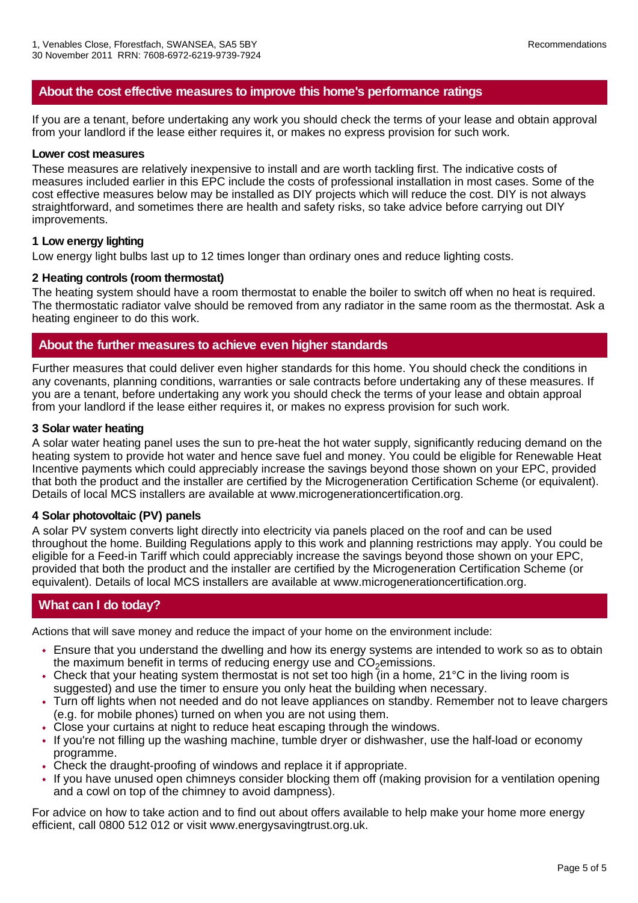## About the cost effective measures to improve this home's performance ratings

If you are a tenant, before undertaking any work you should check the terms of your lease and obtain approval from your landlord if the lease either requires it, or makes no express provision for such work.

**Lower cost measures**

These measures are relatively inexpensive to install and are worth tackling first. The indicative costs of measures included earlier in this EPC include the costs of professional installation in most cases. Some of the cost effective measures below may be installed as DIY projects which will reduce the cost. DIY is not always straightforward, and sometimes there are health and safety risks, so take advice before carrying out DIY improvements.

**1 Low energy lighting**

Low energy light bulbs last up to 12 times longer than ordinary ones and reduce lighting costs.

**2 Heating controls (room thermostat)**

The heating system should have a room thermostat to enable the boiler to switch off when no heat is required. The thermostatic radiator valve should be removed from any radiator in the same room as the thermostat. Ask a heating engineer to do this work.

## About the further measures to achieve even higher standards

Further measures that could deliver even higher standards for this home. You should check the conditions in any covenants, planning conditions, warranties or sale contracts before undertaking any of these measures. If you are a tenant, before undertaking any work you should check the terms of your lease and obtain approal from your landlord if the lease either requires it, or makes no express provision for such work.

**3 Solar water heating**

A solar water heating panel uses the sun to pre-heat the hot water supply, significantly reducing demand on the heating system to provide hot water and hence save fuel and money. You could be eligible for Renewable Heat Incentive payments which could appreciably increase the savings beyond those shown on your EPC, provided that both the product and the installer are certified by the Microgeneration Certification Scheme (or equivalent). Details of local MCS installers are available at www.microgenerationcertification.org.

**4 Solar photovoltaic (PV) panels**

A solar PV system converts light directly into electricity via panels placed on the roof and can be used throughout the home. Building Regulations apply to this work and planning restrictions may apply. You could be eligible for a Feed-in Tariff which could appreciably increase the savings beyond those shown on your EPC, provided that both the product and the installer are certified by the Microgeneration Certification Scheme (or equivalent). Details of local MCS installers are available at www.microgenerationcertification.org.

## What can I do today?

Actions that will save money and reduce the impact of your home on the environment include:

- Ensure that you understand the dwelling and how its energy systems are intended to work so as to obtain the maximum benefit in terms of reducing energy use and $CO_2$ emissions.
- Check that your heating system thermostat is not set too high (in a home, 21°C in the living room is suggested) and use the timer to ensure you only heat the building when necessary.
- Turn off lights when not needed and do not leave appliances on standby. Remember not to leave chargers (e.g. for mobile phones) turned on when you are not using them.
- Close your curtains at night to reduce heat escaping through the windows.
- If you're not filling up the washing machine, tumble dryer or dishwasher, use the half-load or economy programme.
- Check the draught-proofing of windows and replace it if appropriate.
- If you have unused open chimneys consider blocking them off (making provision for a ventilation opening and a cowl on top of the chimney to avoid dampness).

For advice on how to take action and to find out about offers available to help make your home more energy efficient, call 0800 512 012 or visit www.energysavingtrust.org.uk.